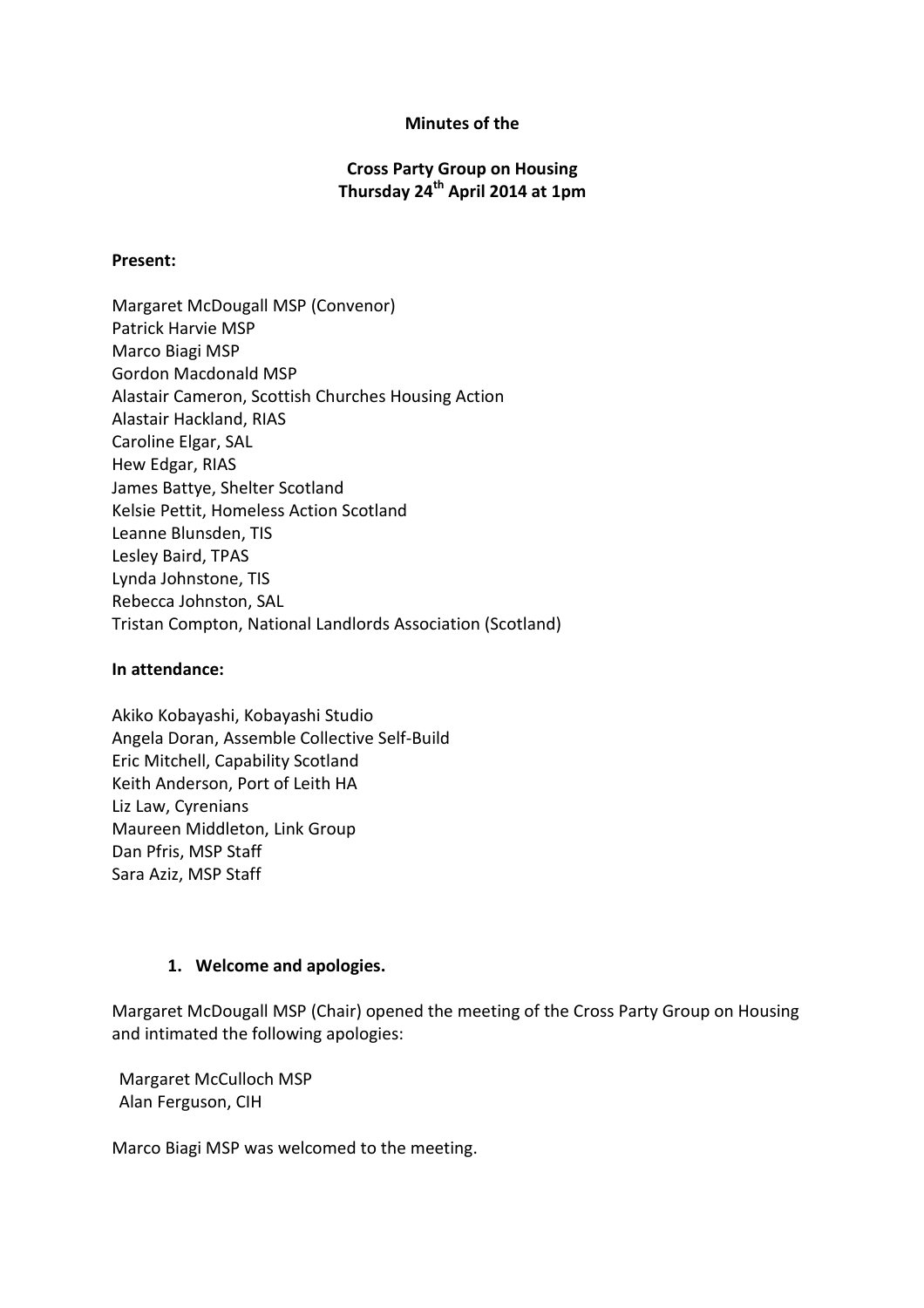**Minutes of the**

**Cross Party Group on Housing**
**Thursday 24th April 2014 at 1pm**

**Present:**

Margaret McDougall MSP (Convenor)
Patrick Harvie MSP
Marco Biagi MSP
Gordon Macdonald MSP
Alastair Cameron, Scottish Churches Housing Action
Alastair Hackland, RIAS
Caroline Elgar, SAL
Hew Edgar, RIAS
James Battye, Shelter Scotland
Kelsie Pettit, Homeless Action Scotland
Leanne Blunsden, TIS
Lesley Baird, TPAS
Lynda Johnstone, TIS
Rebecca Johnston, SAL
Tristan Compton, National Landlords Association (Scotland)

**In attendance:**

Akiko Kobayashi, Kobayashi Studio
Angela Doran, Assemble Collective Self-Build
Eric Mitchell, Capability Scotland
Keith Anderson, Port of Leith HA
Liz Law, Cyrenians
Maureen Middleton, Link Group
Dan Pfris, MSP Staff
Sara Aziz, MSP Staff

1. **Welcome and apologies.**

Margaret McDougall MSP (Chair) opened the meeting of the Cross Party Group on Housing and intimated the following apologies:

Margaret McCulloch MSP
Alan Ferguson, CIH

Marco Biagi MSP was welcomed to the meeting.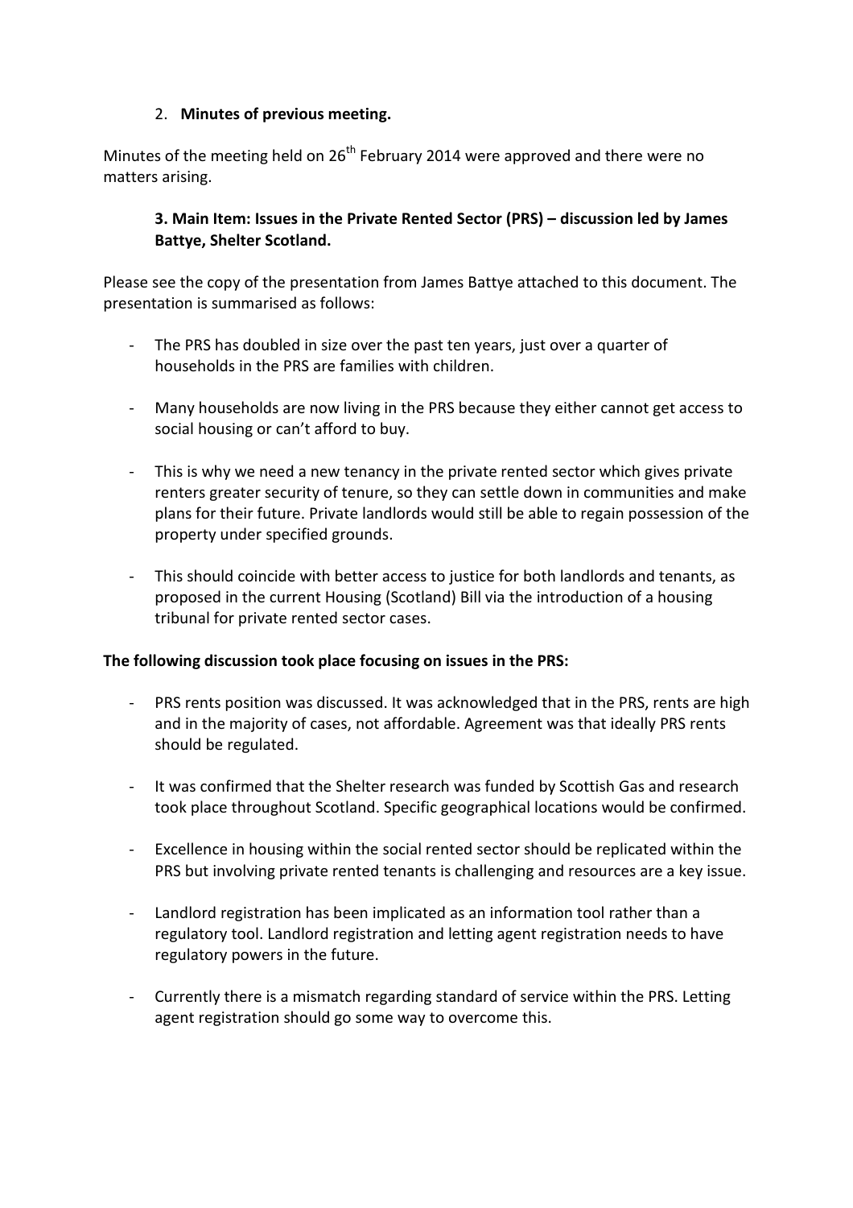## 2. **Minutes of previous meeting.**

Minutes of the meeting held on 26th February 2014 were approved and there were no matters arising.

### 3. Main Item: Issues in the Private Rented Sector (PRS) – discussion led by James Battye, Shelter Scotland.

Please see the copy of the presentation from James Battye attached to this document. The presentation is summarised as follows:

- The PRS has doubled in size over the past ten years, just over a quarter of households in the PRS are families with children.

- Many households are now living in the PRS because they either cannot get access to social housing or can't afford to buy.

- This is why we need a new tenancy in the private rented sector which gives private renters greater security of tenure, so they can settle down in communities and make plans for their future. Private landlords would still be able to regain possession of the property under specified grounds.

- This should coincide with better access to justice for both landlords and tenants, as proposed in the current Housing (Scotland) Bill via the introduction of a housing tribunal for private rented sector cases.

**The following discussion took place focusing on issues in the PRS:**

- PRS rents position was discussed. It was acknowledged that in the PRS, rents are high and in the majority of cases, not affordable. Agreement was that ideally PRS rents should be regulated.

- It was confirmed that the Shelter research was funded by Scottish Gas and research took place throughout Scotland. Specific geographical locations would be confirmed.

- Excellence in housing within the social rented sector should be replicated within the PRS but involving private rented tenants is challenging and resources are a key issue.

- Landlord registration has been implicated as an information tool rather than a regulatory tool. Landlord registration and letting agent registration needs to have regulatory powers in the future.

- Currently there is a mismatch regarding standard of service within the PRS. Letting agent registration should go some way to overcome this.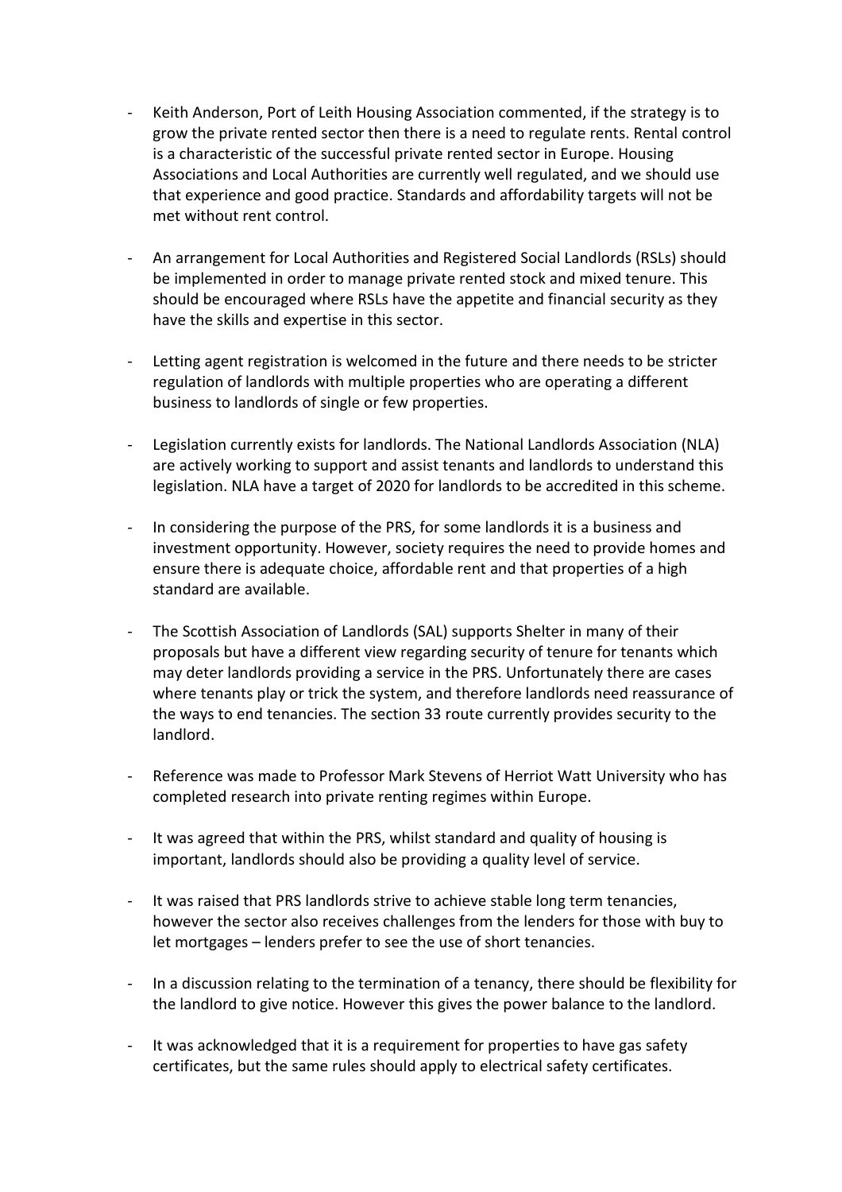- Keith Anderson, Port of Leith Housing Association commented, if the strategy is to grow the private rented sector then there is a need to regulate rents. Rental control is a characteristic of the successful private rented sector in Europe. Housing Associations and Local Authorities are currently well regulated, and we should use that experience and good practice. Standards and affordability targets will not be met without rent control.

- An arrangement for Local Authorities and Registered Social Landlords (RSLs) should be implemented in order to manage private rented stock and mixed tenure. This should be encouraged where RSLs have the appetite and financial security as they have the skills and expertise in this sector.

- Letting agent registration is welcomed in the future and there needs to be stricter regulation of landlords with multiple properties who are operating a different business to landlords of single or few properties.

- Legislation currently exists for landlords. The National Landlords Association (NLA) are actively working to support and assist tenants and landlords to understand this legislation. NLA have a target of 2020 for landlords to be accredited in this scheme.

- In considering the purpose of the PRS, for some landlords it is a business and investment opportunity. However, society requires the need to provide homes and ensure there is adequate choice, affordable rent and that properties of a high standard are available.

- The Scottish Association of Landlords (SAL) supports Shelter in many of their proposals but have a different view regarding security of tenure for tenants which may deter landlords providing a service in the PRS. Unfortunately there are cases where tenants play or trick the system, and therefore landlords need reassurance of the ways to end tenancies. The section 33 route currently provides security to the landlord.

- Reference was made to Professor Mark Stevens of Herriot Watt University who has completed research into private renting regimes within Europe.

- It was agreed that within the PRS, whilst standard and quality of housing is important, landlords should also be providing a quality level of service.

- It was raised that PRS landlords strive to achieve stable long term tenancies, however the sector also receives challenges from the lenders for those with buy to let mortgages – lenders prefer to see the use of short tenancies.

- In a discussion relating to the termination of a tenancy, there should be flexibility for the landlord to give notice. However this gives the power balance to the landlord.

- It was acknowledged that it is a requirement for properties to have gas safety certificates, but the same rules should apply to electrical safety certificates.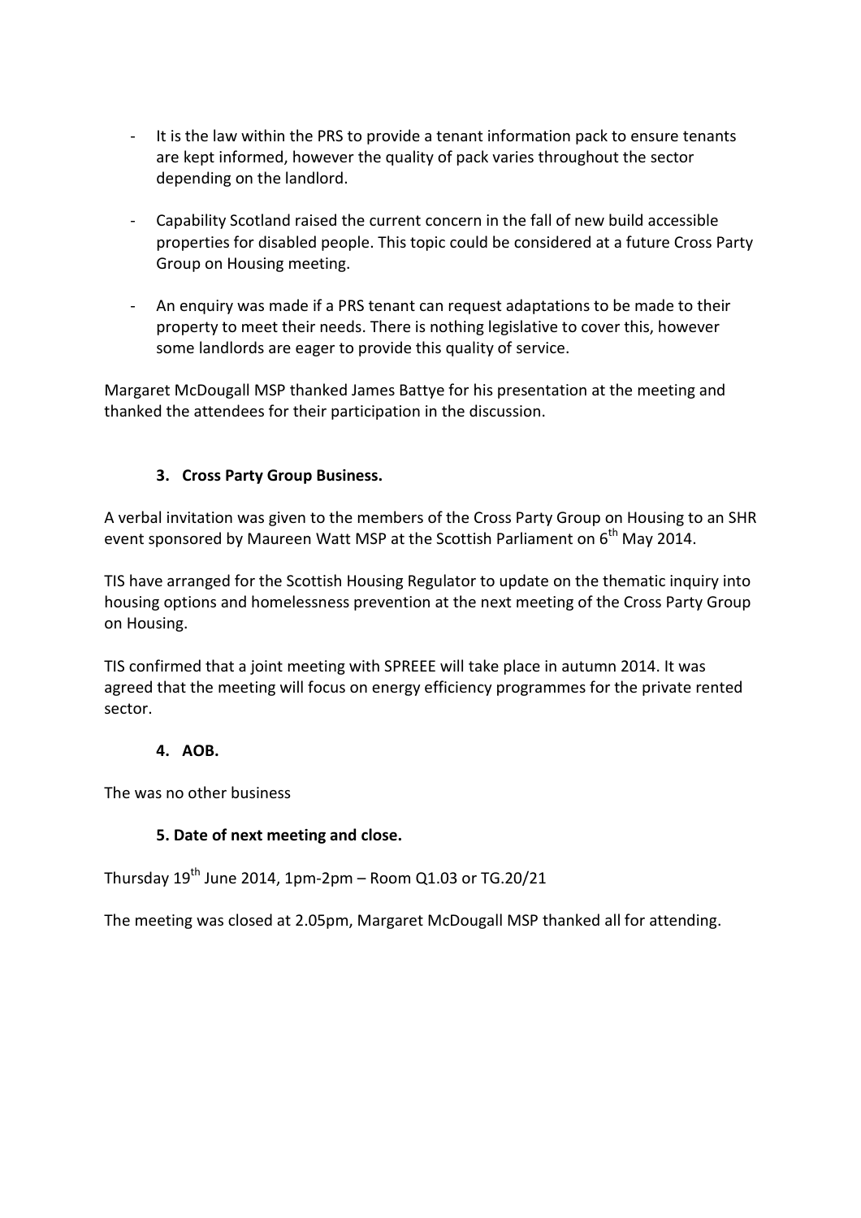- It is the law within the PRS to provide a tenant information pack to ensure tenants are kept informed, however the quality of pack varies throughout the sector depending on the landlord.

- Capability Scotland raised the current concern in the fall of new build accessible properties for disabled people. This topic could be considered at a future Cross Party Group on Housing meeting.

- An enquiry was made if a PRS tenant can request adaptations to be made to their property to meet their needs. There is nothing legislative to cover this, however some landlords are eager to provide this quality of service.

Margaret McDougall MSP thanked James Battye for his presentation at the meeting and thanked the attendees for their participation in the discussion.

### 3. Cross Party Group Business.

A verbal invitation was given to the members of the Cross Party Group on Housing to an SHR event sponsored by Maureen Watt MSP at the Scottish Parliament on 6th May 2014.

TIS have arranged for the Scottish Housing Regulator to update on the thematic inquiry into housing options and homelessness prevention at the next meeting of the Cross Party Group on Housing.

TIS confirmed that a joint meeting with SPREEE will take place in autumn 2014. It was agreed that the meeting will focus on energy efficiency programmes for the private rented sector.

### 4. AOB.

The was no other business

### 5. Date of next meeting and close.

Thursday 19th June 2014, 1pm-2pm – Room Q1.03 or TG.20/21

The meeting was closed at 2.05pm, Margaret McDougall MSP thanked all for attending.